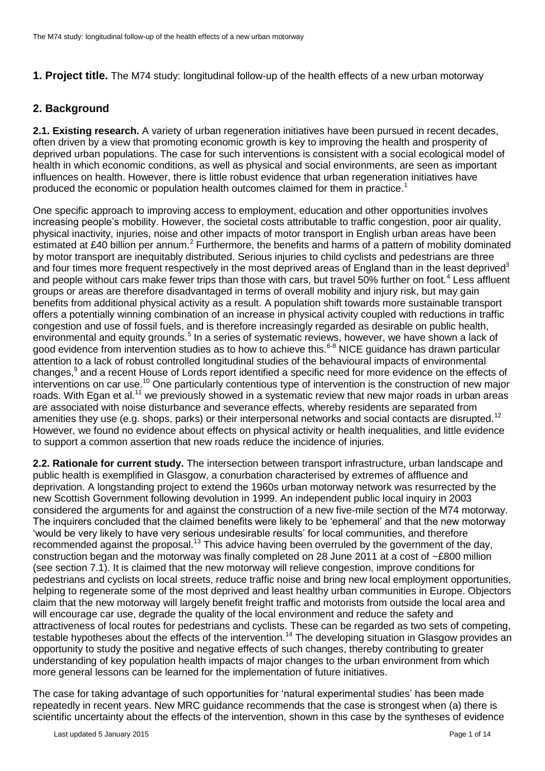## 1. Project title.

The M74 study: longitudinal follow-up of the health effects of a new urban motorway

## 2. Background

**2.1. Existing research.** A variety of urban regeneration initiatives have been pursued in recent decades, often driven by a view that promoting economic growth is key to improving the health and prosperity of deprived urban populations. The case for such interventions is consistent with a social ecological model of health in which economic conditions, as well as physical and social environments, are seen as important influences on health. However, there is little robust evidence that urban regeneration initiatives have produced the economic or population health outcomes claimed for them in practice.[1]

One specific approach to improving access to employment, education and other opportunities involves increasing people's mobility. However, the societal costs attributable to traffic congestion, poor air quality, physical inactivity, injuries, noise and other impacts of motor transport in English urban areas have been estimated at £40 billion per annum.[2] Furthermore, the benefits and harms of a pattern of mobility dominated by motor transport are inequitably distributed. Serious injuries to child cyclists and pedestrians are three and four times more frequent respectively in the most deprived areas of England than in the least deprived[3] and people without cars make fewer trips than those with cars, but travel 50% further on foot.[4] Less affluent groups or areas are therefore disadvantaged in terms of overall mobility and injury risk, but may gain benefits from additional physical activity as a result. A population shift towards more sustainable transport offers a potentially winning combination of an increase in physical activity coupled with reductions in traffic congestion and use of fossil fuels, and is therefore increasingly regarded as desirable on public health, environmental and equity grounds.[5] In a series of systematic reviews, however, we have shown a lack of good evidence from intervention studies as to how to achieve this.[6-8] NICE guidance has drawn particular attention to a lack of robust controlled longitudinal studies of the behavioural impacts of environmental changes,[9] and a recent House of Lords report identified a specific need for more evidence on the effects of interventions on car use.[10] One particularly contentious type of intervention is the construction of new major roads. With Egan et al.[11] we previously showed in a systematic review that new major roads in urban areas are associated with noise disturbance and severance effects, whereby residents are separated from amenities they use (e.g. shops, parks) or their interpersonal networks and social contacts are disrupted.[12] However, we found no evidence about effects on physical activity or health inequalities, and little evidence to support a common assertion that new roads reduce the incidence of injuries.

**2.2. Rationale for current study.** The intersection between transport infrastructure, urban landscape and public health is exemplified in Glasgow, a conurbation characterised by extremes of affluence and deprivation. A longstanding project to extend the 1960s urban motorway network was resurrected by the new Scottish Government following devolution in 1999. An independent public local inquiry in 2003 considered the arguments for and against the construction of a new five-mile section of the M74 motorway. The inquirers concluded that the claimed benefits were likely to be 'ephemeral' and that the new motorway 'would be very likely to have very serious undesirable results' for local communities, and therefore recommended against the proposal.[13] This advice having been overruled by the government of the day, construction began and the motorway was finally completed on 28 June 2011 at a cost of ~£800 million (see section 7.1). It is claimed that the new motorway will relieve congestion, improve conditions for pedestrians and cyclists on local streets, reduce traffic noise and bring new local employment opportunities, helping to regenerate some of the most deprived and least healthy urban communities in Europe. Objectors claim that the new motorway will largely benefit freight traffic and motorists from outside the local area and will encourage car use, degrade the quality of the local environment and reduce the safety and attractiveness of local routes for pedestrians and cyclists. These can be regarded as two sets of competing, testable hypotheses about the effects of the intervention.[14] The developing situation in Glasgow provides an opportunity to study the positive and negative effects of such changes, thereby contributing to greater understanding of key population health impacts of major changes to the urban environment from which more general lessons can be learned for the implementation of future initiatives.

The case for taking advantage of such opportunities for 'natural experimental studies' has been made repeatedly in recent years. New MRC guidance recommends that the case is strongest when (a) there is scientific uncertainty about the effects of the intervention, shown in this case by the syntheses of evidence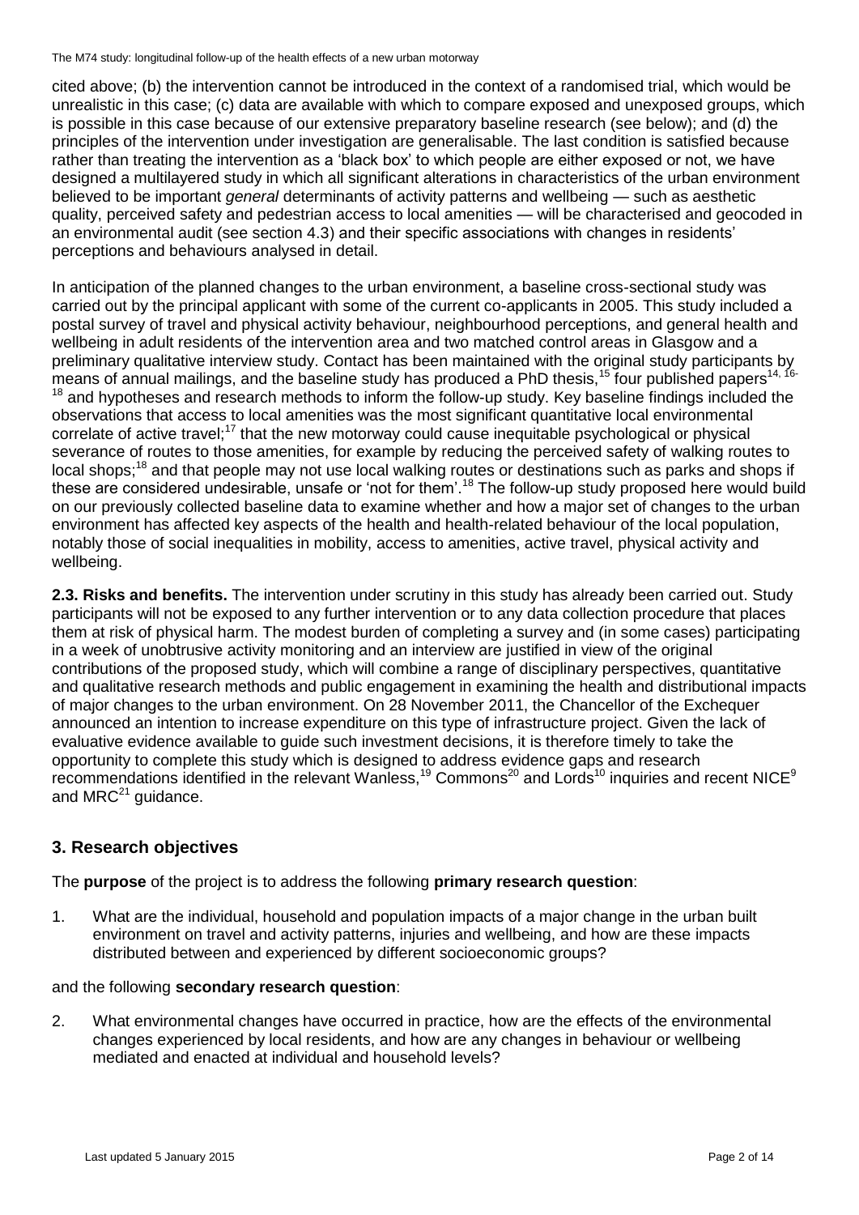cited above; (b) the intervention cannot be introduced in the context of a randomised trial, which would be unrealistic in this case; (c) data are available with which to compare exposed and unexposed groups, which is possible in this case because of our extensive preparatory baseline research (see below); and (d) the principles of the intervention under investigation are generalisable. The last condition is satisfied because rather than treating the intervention as a 'black box' to which people are either exposed or not, we have designed a multilayered study in which all significant alterations in characteristics of the urban environment believed to be important *general* determinants of activity patterns and wellbeing — such as aesthetic quality, perceived safety and pedestrian access to local amenities — will be characterised and geocoded in an environmental audit (see section 4.3) and their specific associations with changes in residents' perceptions and behaviours analysed in detail.

In anticipation of the planned changes to the urban environment, a baseline cross-sectional study was carried out by the principal applicant with some of the current co-applicants in 2005. This study included a postal survey of travel and physical activity behaviour, neighbourhood perceptions, and general health and wellbeing in adult residents of the intervention area and two matched control areas in Glasgow and a preliminary qualitative interview study. Contact has been maintained with the original study participants by means of annual mailings, and the baseline study has produced a PhD thesis,[15] four published papers[14, 16-18] and hypotheses and research methods to inform the follow-up study. Key baseline findings included the observations that access to local amenities was the most significant quantitative local environmental correlate of active travel;[17] that the new motorway could cause inequitable psychological or physical severance of routes to those amenities, for example by reducing the perceived safety of walking routes to local shops;[18] and that people may not use local walking routes or destinations such as parks and shops if these are considered undesirable, unsafe or 'not for them'.[18] The follow-up study proposed here would build on our previously collected baseline data to examine whether and how a major set of changes to the urban environment has affected key aspects of the health and health-related behaviour of the local population, notably those of social inequalities in mobility, access to amenities, active travel, physical activity and wellbeing.

**2.3. Risks and benefits.** The intervention under scrutiny in this study has already been carried out. Study participants will not be exposed to any further intervention or to any data collection procedure that places them at risk of physical harm. The modest burden of completing a survey and (in some cases) participating in a week of unobtrusive activity monitoring and an interview are justified in view of the original contributions of the proposed study, which will combine a range of disciplinary perspectives, quantitative and qualitative research methods and public engagement in examining the health and distributional impacts of major changes to the urban environment. On 28 November 2011, the Chancellor of the Exchequer announced an intention to increase expenditure on this type of infrastructure project. Given the lack of evaluative evidence available to guide such investment decisions, it is therefore timely to take the opportunity to complete this study which is designed to address evidence gaps and research recommendations identified in the relevant Wanless,[19] Commons[20] and Lords[10] inquiries and recent NICE[9] and MRC[21] guidance.

## 3. Research objectives

The **purpose** of the project is to address the following **primary research question**:

1. What are the individual, household and population impacts of a major change in the urban built environment on travel and activity patterns, injuries and wellbeing, and how are these impacts distributed between and experienced by different socioeconomic groups?

and the following **secondary research question**:

2. What environmental changes have occurred in practice, how are the effects of the environmental changes experienced by local residents, and how are any changes in behaviour or wellbeing mediated and enacted at individual and household levels?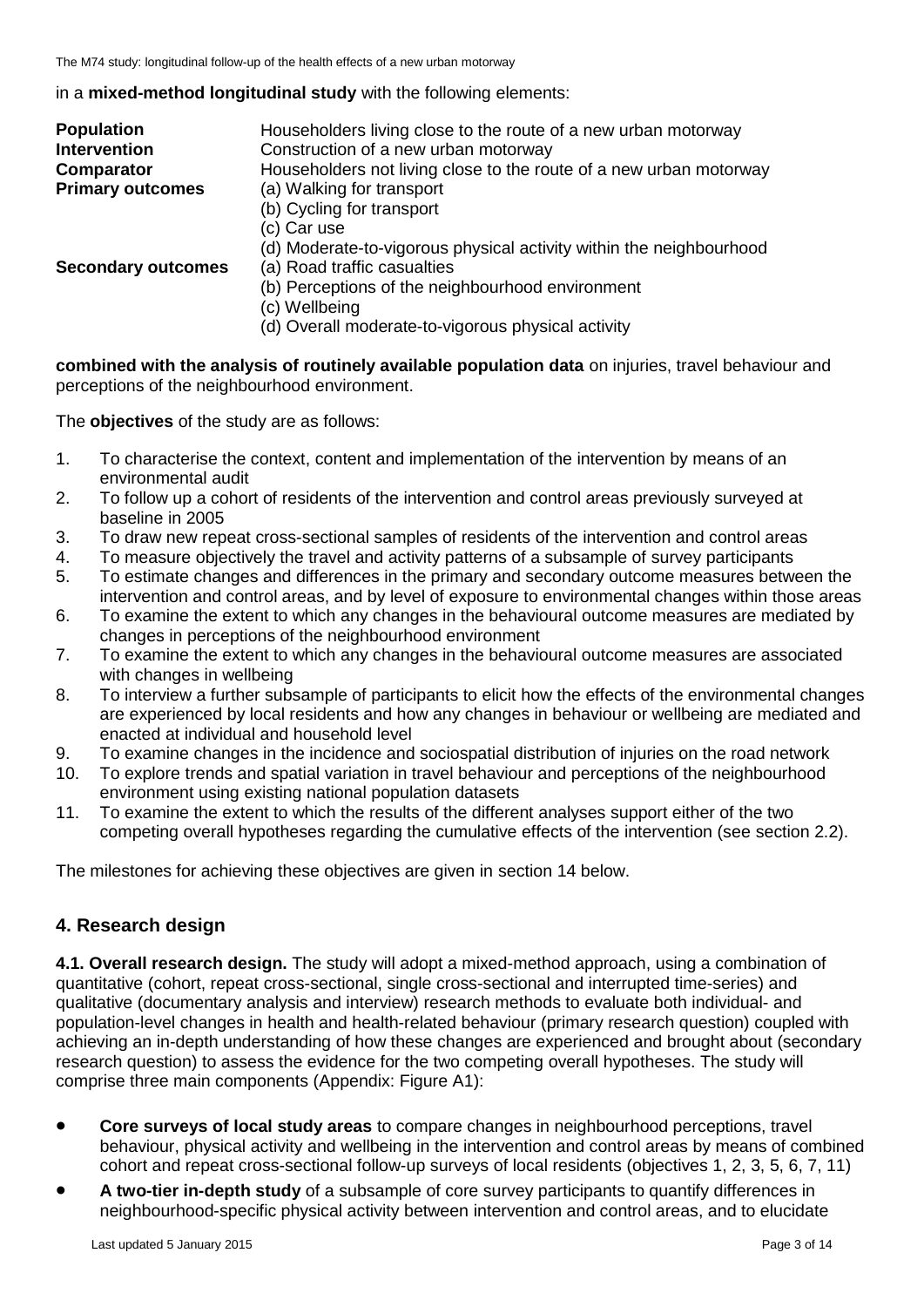in a **mixed-method longitudinal study** with the following elements:

| | |
|---|---|
| **Population** | Householders living close to the route of a new urban motorway |
| **Intervention** | Construction of a new urban motorway |
| **Comparator** | Householders not living close to the route of a new urban motorway |
| **Primary outcomes** | (a) Walking for transport<br>(b) Cycling for transport<br>(c) Car use<br>(d) Moderate-to-vigorous physical activity within the neighbourhood |
| **Secondary outcomes** | (a) Road traffic casualties<br>(b) Perceptions of the neighbourhood environment<br>(c) Wellbeing<br>(d) Overall moderate-to-vigorous physical activity |

**combined with the analysis of routinely available population data** on injuries, travel behaviour and perceptions of the neighbourhood environment.

The **objectives** of the study are as follows:

1. To characterise the context, content and implementation of the intervention by means of an environmental audit
2. To follow up a cohort of residents of the intervention and control areas previously surveyed at baseline in 2005
3. To draw new repeat cross-sectional samples of residents of the intervention and control areas
4. To measure objectively the travel and activity patterns of a subsample of survey participants
5. To estimate changes and differences in the primary and secondary outcome measures between the intervention and control areas, and by level of exposure to environmental changes within those areas
6. To examine the extent to which any changes in the behavioural outcome measures are mediated by changes in perceptions of the neighbourhood environment
7. To examine the extent to which any changes in the behavioural outcome measures are associated with changes in wellbeing
8. To interview a further subsample of participants to elicit how the effects of the environmental changes are experienced by local residents and how any changes in behaviour or wellbeing are mediated and enacted at individual and household level
9. To examine changes in the incidence and sociospatial distribution of injuries on the road network
10. To explore trends and spatial variation in travel behaviour and perceptions of the neighbourhood environment using existing national population datasets
11. To examine the extent to which the results of the different analyses support either of the two competing overall hypotheses regarding the cumulative effects of the intervention (see section 2.2).

The milestones for achieving these objectives are given in section 14 below.

## 4. Research design

**4.1. Overall research design.** The study will adopt a mixed-method approach, using a combination of quantitative (cohort, repeat cross-sectional, single cross-sectional and interrupted time-series) and qualitative (documentary analysis and interview) research methods to evaluate both individual- and population-level changes in health and health-related behaviour (primary research question) coupled with achieving an in-depth understanding of how these changes are experienced and brought about (secondary research question) to assess the evidence for the two competing overall hypotheses. The study will comprise three main components (Appendix: Figure A1):

- **Core surveys of local study areas** to compare changes in neighbourhood perceptions, travel behaviour, physical activity and wellbeing in the intervention and control areas by means of combined cohort and repeat cross-sectional follow-up surveys of local residents (objectives 1, 2, 3, 5, 6, 7, 11)
- **A two-tier in-depth study** of a subsample of core survey participants to quantify differences in neighbourhood-specific physical activity between intervention and control areas, and to elucidate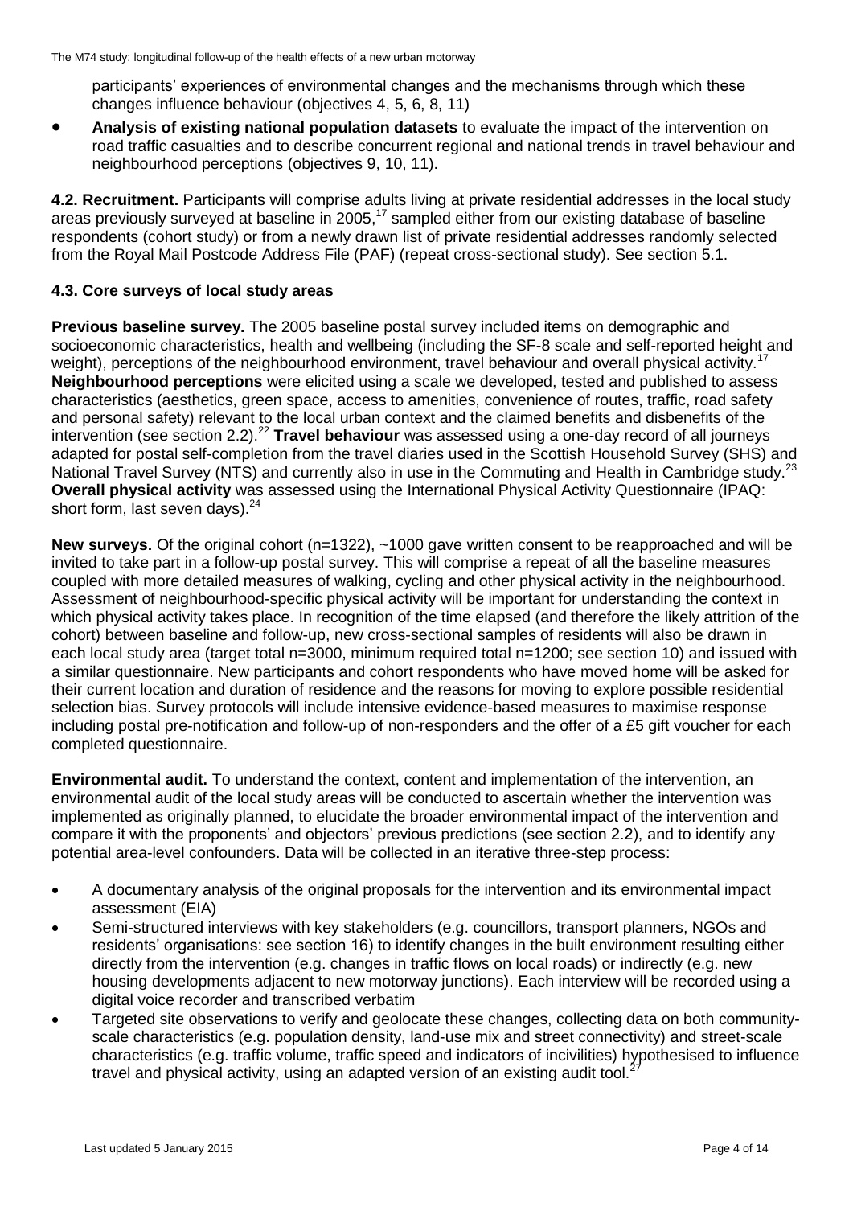participants' experiences of environmental changes and the mechanisms through which these changes influence behaviour (objectives 4, 5, 6, 8, 11)

- **Analysis of existing national population datasets** to evaluate the impact of the intervention on road traffic casualties and to describe concurrent regional and national trends in travel behaviour and neighbourhood perceptions (objectives 9, 10, 11).

**4.2. Recruitment.** Participants will comprise adults living at private residential addresses in the local study areas previously surveyed at baseline in 2005,[17] sampled either from our existing database of baseline respondents (cohort study) or from a newly drawn list of private residential addresses randomly selected from the Royal Mail Postcode Address File (PAF) (repeat cross-sectional study). See section 5.1.

### 4.3. Core surveys of local study areas

**Previous baseline survey.** The 2005 baseline postal survey included items on demographic and socioeconomic characteristics, health and wellbeing (including the SF-8 scale and self-reported height and weight), perceptions of the neighbourhood environment, travel behaviour and overall physical activity.[17] **Neighbourhood perceptions** were elicited using a scale we developed, tested and published to assess characteristics (aesthetics, green space, access to amenities, convenience of routes, traffic, road safety and personal safety) relevant to the local urban context and the claimed benefits and disbenefits of the intervention (see section 2.2).[22] **Travel behaviour** was assessed using a one-day record of all journeys adapted for postal self-completion from the travel diaries used in the Scottish Household Survey (SHS) and National Travel Survey (NTS) and currently also in use in the Commuting and Health in Cambridge study.[23] **Overall physical activity** was assessed using the International Physical Activity Questionnaire (IPAQ: short form, last seven days).[24]

**New surveys.** Of the original cohort (n=1322), ~1000 gave written consent to be reapproached and will be invited to take part in a follow-up postal survey. This will comprise a repeat of all the baseline measures coupled with more detailed measures of walking, cycling and other physical activity in the neighbourhood. Assessment of neighbourhood-specific physical activity will be important for understanding the context in which physical activity takes place. In recognition of the time elapsed (and therefore the likely attrition of the cohort) between baseline and follow-up, new cross-sectional samples of residents will also be drawn in each local study area (target total n=3000, minimum required total n=1200; see section 10) and issued with a similar questionnaire. New participants and cohort respondents who have moved home will be asked for their current location and duration of residence and the reasons for moving to explore possible residential selection bias. Survey protocols will include intensive evidence-based measures to maximise response including postal pre-notification and follow-up of non-responders and the offer of a £5 gift voucher for each completed questionnaire.

**Environmental audit.** To understand the context, content and implementation of the intervention, an environmental audit of the local study areas will be conducted to ascertain whether the intervention was implemented as originally planned, to elucidate the broader environmental impact of the intervention and compare it with the proponents' and objectors' previous predictions (see section 2.2), and to identify any potential area-level confounders. Data will be collected in an iterative three-step process:

- A documentary analysis of the original proposals for the intervention and its environmental impact assessment (EIA)
- Semi-structured interviews with key stakeholders (e.g. councillors, transport planners, NGOs and residents' organisations: see section 16) to identify changes in the built environment resulting either directly from the intervention (e.g. changes in traffic flows on local roads) or indirectly (e.g. new housing developments adjacent to new motorway junctions). Each interview will be recorded using a digital voice recorder and transcribed verbatim
- Targeted site observations to verify and geolocate these changes, collecting data on both community-scale characteristics (e.g. population density, land-use mix and street connectivity) and street-scale characteristics (e.g. traffic volume, traffic speed and indicators of incivilities) hypothesised to influence travel and physical activity, using an adapted version of an existing audit tool.[27]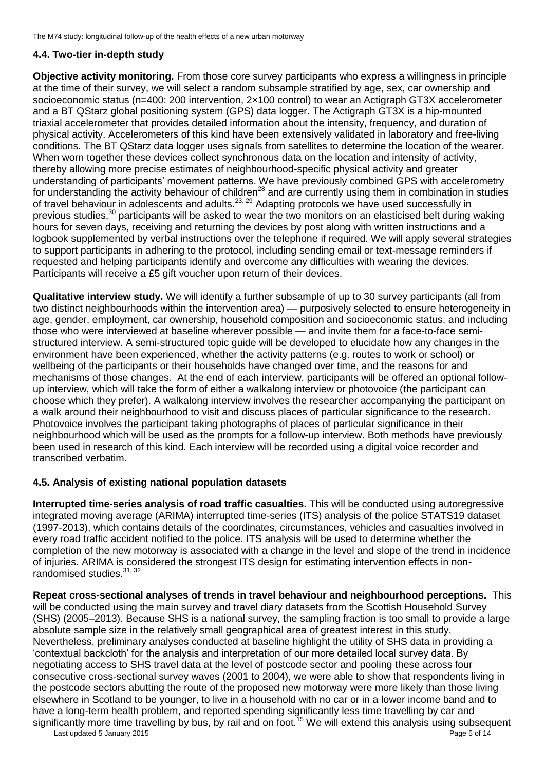### 4.4. Two-tier in-depth study

**Objective activity monitoring.** From those core survey participants who express a willingness in principle at the time of their survey, we will select a random subsample stratified by age, sex, car ownership and socioeconomic status (n=400: 200 intervention, 2×100 control) to wear an Actigraph GT3X accelerometer and a BT QStarz global positioning system (GPS) data logger. The Actigraph GT3X is a hip-mounted triaxial accelerometer that provides detailed information about the intensity, frequency, and duration of physical activity. Accelerometers of this kind have been extensively validated in laboratory and free-living conditions. The BT QStarz data logger uses signals from satellites to determine the location of the wearer. When worn together these devices collect synchronous data on the location and intensity of activity, thereby allowing more precise estimates of neighbourhood-specific physical activity and greater understanding of participants' movement patterns. We have previously combined GPS with accelerometry for understanding the activity behaviour of children[28] and are currently using them in combination in studies of travel behaviour in adolescents and adults.[23, 29] Adapting protocols we have used successfully in previous studies,[30] participants will be asked to wear the two monitors on an elasticised belt during waking hours for seven days, receiving and returning the devices by post along with written instructions and a logbook supplemented by verbal instructions over the telephone if required. We will apply several strategies to support participants in adhering to the protocol, including sending email or text-message reminders if requested and helping participants identify and overcome any difficulties with wearing the devices. Participants will receive a £5 gift voucher upon return of their devices.

**Qualitative interview study.** We will identify a further subsample of up to 30 survey participants (all from two distinct neighbourhoods within the intervention area) — purposively selected to ensure heterogeneity in age, gender, employment, car ownership, household composition and socioeconomic status, and including those who were interviewed at baseline wherever possible — and invite them for a face-to-face semi-structured interview. A semi-structured topic guide will be developed to elucidate how any changes in the environment have been experienced, whether the activity patterns (e.g. routes to work or school) or wellbeing of the participants or their households have changed over time, and the reasons for and mechanisms of those changes. At the end of each interview, participants will be offered an optional follow-up interview, which will take the form of either a walkalong interview or photovoice (the participant can choose which they prefer). A walkalong interview involves the researcher accompanying the participant on a walk around their neighbourhood to visit and discuss places of particular significance to the research. Photovoice involves the participant taking photographs of places of particular significance in their neighbourhood which will be used as the prompts for a follow-up interview. Both methods have previously been used in research of this kind. Each interview will be recorded using a digital voice recorder and transcribed verbatim.

### 4.5. Analysis of existing national population datasets

**Interrupted time-series analysis of road traffic casualties.** This will be conducted using autoregressive integrated moving average (ARIMA) interrupted time-series (ITS) analysis of the police STATS19 dataset (1997-2013), which contains details of the coordinates, circumstances, vehicles and casualties involved in every road traffic accident notified to the police. ITS analysis will be used to determine whether the completion of the new motorway is associated with a change in the level and slope of the trend in incidence of injuries. ARIMA is considered the strongest ITS design for estimating intervention effects in non-randomised studies.[31, 32]

**Repeat cross-sectional analyses of trends in travel behaviour and neighbourhood perceptions.** This will be conducted using the main survey and travel diary datasets from the Scottish Household Survey (SHS) (2005–2013). Because SHS is a national survey, the sampling fraction is too small to provide a large absolute sample size in the relatively small geographical area of greatest interest in this study. Nevertheless, preliminary analyses conducted at baseline highlight the utility of SHS data in providing a 'contextual backcloth' for the analysis and interpretation of our more detailed local survey data. By negotiating access to SHS travel data at the level of postcode sector and pooling these across four consecutive cross-sectional survey waves (2001 to 2004), we were able to show that respondents living in the postcode sectors abutting the route of the proposed new motorway were more likely than those living elsewhere in Scotland to be younger, to live in a household with no car or in a lower income band and to have a long-term health problem, and reported spending significantly less time travelling by car and significantly more time travelling by bus, by rail and on foot.[15] We will extend this analysis using subsequent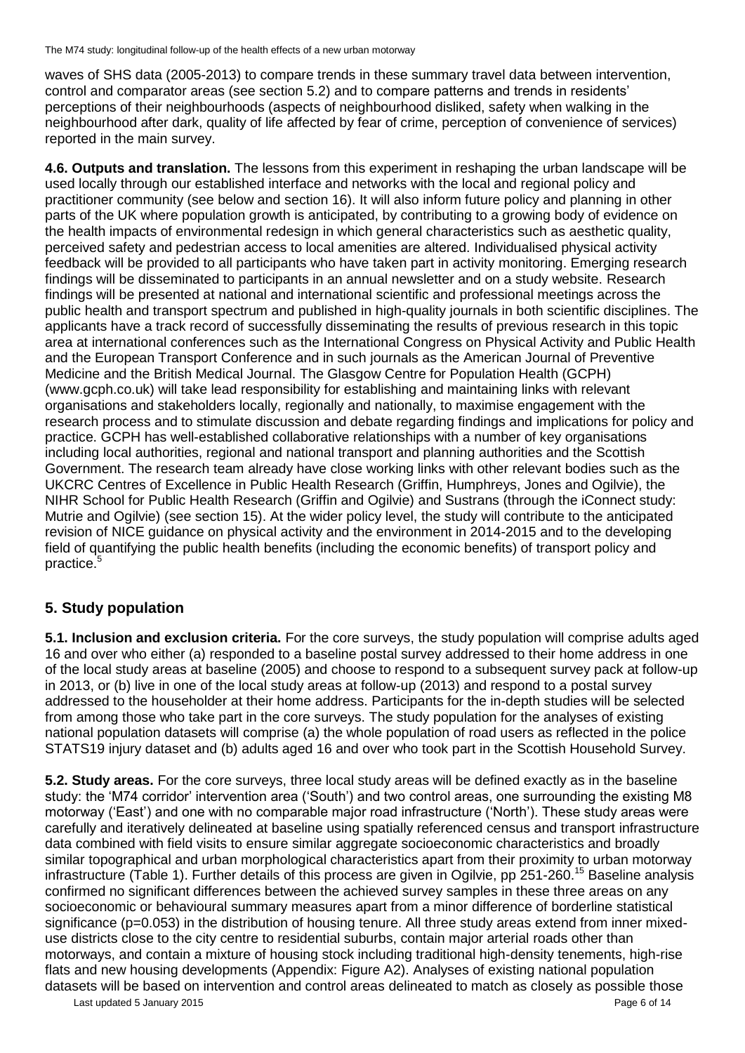waves of SHS data (2005-2013) to compare trends in these summary travel data between intervention, control and comparator areas (see section 5.2) and to compare patterns and trends in residents' perceptions of their neighbourhoods (aspects of neighbourhood disliked, safety when walking in the neighbourhood after dark, quality of life affected by fear of crime, perception of convenience of services) reported in the main survey.

**4.6. Outputs and translation.** The lessons from this experiment in reshaping the urban landscape will be used locally through our established interface and networks with the local and regional policy and practitioner community (see below and section 16). It will also inform future policy and planning in other parts of the UK where population growth is anticipated, by contributing to a growing body of evidence on the health impacts of environmental redesign in which general characteristics such as aesthetic quality, perceived safety and pedestrian access to local amenities are altered. Individualised physical activity feedback will be provided to all participants who have taken part in activity monitoring. Emerging research findings will be disseminated to participants in an annual newsletter and on a study website. Research findings will be presented at national and international scientific and professional meetings across the public health and transport spectrum and published in high-quality journals in both scientific disciplines. The applicants have a track record of successfully disseminating the results of previous research in this topic area at international conferences such as the International Congress on Physical Activity and Public Health and the European Transport Conference and in such journals as the American Journal of Preventive Medicine and the British Medical Journal. The Glasgow Centre for Population Health (GCPH) (www.gcph.co.uk) will take lead responsibility for establishing and maintaining links with relevant organisations and stakeholders locally, regionally and nationally, to maximise engagement with the research process and to stimulate discussion and debate regarding findings and implications for policy and practice. GCPH has well-established collaborative relationships with a number of key organisations including local authorities, regional and national transport and planning authorities and the Scottish Government. The research team already have close working links with other relevant bodies such as the UKCRC Centres of Excellence in Public Health Research (Griffin, Humphreys, Jones and Ogilvie), the NIHR School for Public Health Research (Griffin and Ogilvie) and Sustrans (through the iConnect study: Mutrie and Ogilvie) (see section 15). At the wider policy level, the study will contribute to the anticipated revision of NICE guidance on physical activity and the environment in 2014-2015 and to the developing field of quantifying the public health benefits (including the economic benefits) of transport policy and practice.[5]

## 5. Study population

**5.1. Inclusion and exclusion criteria.** For the core surveys, the study population will comprise adults aged 16 and over who either (a) responded to a baseline postal survey addressed to their home address in one of the local study areas at baseline (2005) and choose to respond to a subsequent survey pack at follow-up in 2013, or (b) live in one of the local study areas at follow-up (2013) and respond to a postal survey addressed to the householder at their home address. Participants for the in-depth studies will be selected from among those who take part in the core surveys. The study population for the analyses of existing national population datasets will comprise (a) the whole population of road users as reflected in the police STATS19 injury dataset and (b) adults aged 16 and over who took part in the Scottish Household Survey.

**5.2. Study areas.** For the core surveys, three local study areas will be defined exactly as in the baseline study: the 'M74 corridor' intervention area ('South') and two control areas, one surrounding the existing M8 motorway ('East') and one with no comparable major road infrastructure ('North'). These study areas were carefully and iteratively delineated at baseline using spatially referenced census and transport infrastructure data combined with field visits to ensure similar aggregate socioeconomic characteristics and broadly similar topographical and urban morphological characteristics apart from their proximity to urban motorway infrastructure (Table 1). Further details of this process are given in Ogilvie, pp 251-260.[15] Baseline analysis confirmed no significant differences between the achieved survey samples in these three areas on any socioeconomic or behavioural summary measures apart from a minor difference of borderline statistical significance ($p=0.053$) in the distribution of housing tenure. All three study areas extend from inner mixed-use districts close to the city centre to residential suburbs, contain major arterial roads other than motorways, and contain a mixture of housing stock including traditional high-density tenements, high-rise flats and new housing developments (Appendix: Figure A2). Analyses of existing national population datasets will be based on intervention and control areas delineated to match as closely as possible those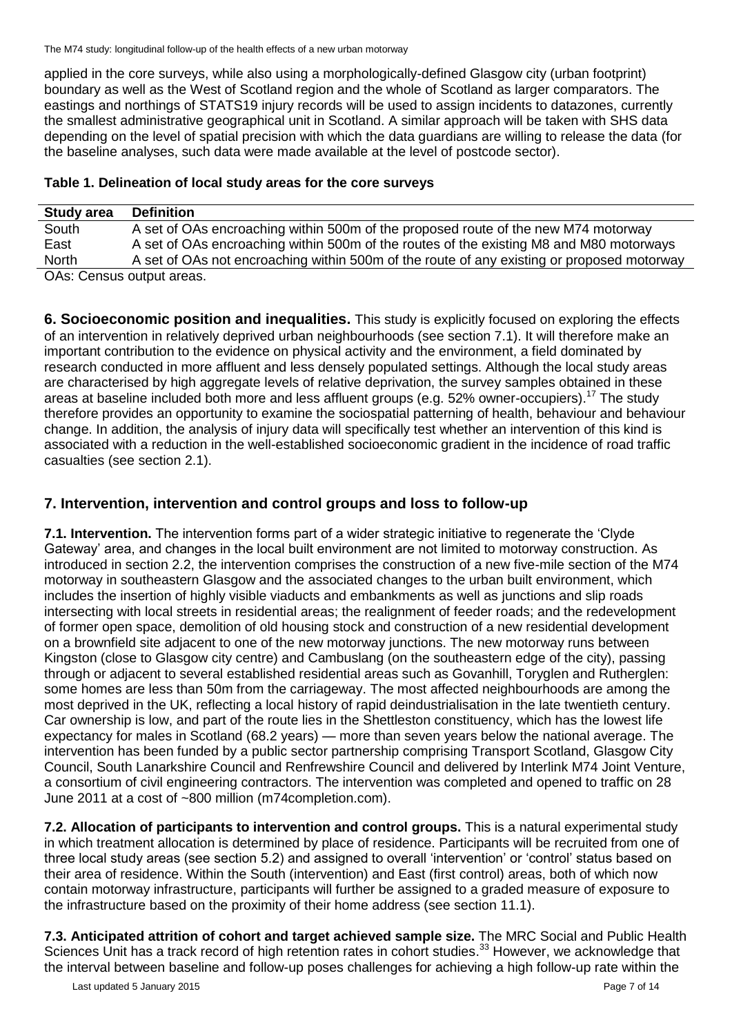applied in the core surveys, while also using a morphologically-defined Glasgow city (urban footprint) boundary as well as the West of Scotland region and the whole of Scotland as larger comparators. The eastings and northings of STATS19 injury records will be used to assign incidents to datazones, currently the smallest administrative geographical unit in Scotland. A similar approach will be taken with SHS data depending on the level of spatial precision with which the data guardians are willing to release the data (for the baseline analyses, such data were made available at the level of postcode sector).

**Table 1. Delineation of local study areas for the core surveys**

| Study area | Definition |
|---|---|
| South | A set of OAs encroaching within 500m of the proposed route of the new M74 motorway |
| East | A set of OAs encroaching within 500m of the routes of the existing M8 and M80 motorways |
| North | A set of OAs not encroaching within 500m of the route of any existing or proposed motorway |

OAs: Census output areas.

**6. Socioeconomic position and inequalities.** This study is explicitly focused on exploring the effects of an intervention in relatively deprived urban neighbourhoods (see section 7.1). It will therefore make an important contribution to the evidence on physical activity and the environment, a field dominated by research conducted in more affluent and less densely populated settings. Although the local study areas are characterised by high aggregate levels of relative deprivation, the survey samples obtained in these areas at baseline included both more and less affluent groups (e.g. 52% owner-occupiers).[17] The study therefore provides an opportunity to examine the sociospatial patterning of health, behaviour and behaviour change. In addition, the analysis of injury data will specifically test whether an intervention of this kind is associated with a reduction in the well-established socioeconomic gradient in the incidence of road traffic casualties (see section 2.1).

## 7. Intervention, intervention and control groups and loss to follow-up

**7.1. Intervention.** The intervention forms part of a wider strategic initiative to regenerate the 'Clyde Gateway' area, and changes in the local built environment are not limited to motorway construction. As introduced in section 2.2, the intervention comprises the construction of a new five-mile section of the M74 motorway in southeastern Glasgow and the associated changes to the urban built environment, which includes the insertion of highly visible viaducts and embankments as well as junctions and slip roads intersecting with local streets in residential areas; the realignment of feeder roads; and the redevelopment of former open space, demolition of old housing stock and construction of a new residential development on a brownfield site adjacent to one of the new motorway junctions. The new motorway runs between Kingston (close to Glasgow city centre) and Cambuslang (on the southeastern edge of the city), passing through or adjacent to several established residential areas such as Govanhill, Toryglen and Rutherglen: some homes are less than 50m from the carriageway. The most affected neighbourhoods are among the most deprived in the UK, reflecting a local history of rapid deindustrialisation in the late twentieth century. Car ownership is low, and part of the route lies in the Shettleston constituency, which has the lowest life expectancy for males in Scotland (68.2 years) — more than seven years below the national average. The intervention has been funded by a public sector partnership comprising Transport Scotland, Glasgow City Council, South Lanarkshire Council and Renfrewshire Council and delivered by Interlink M74 Joint Venture, a consortium of civil engineering contractors. The intervention was completed and opened to traffic on 28 June 2011 at a cost of ~800 million (m74completion.com).

**7.2. Allocation of participants to intervention and control groups.** This is a natural experimental study in which treatment allocation is determined by place of residence. Participants will be recruited from one of three local study areas (see section 5.2) and assigned to overall 'intervention' or 'control' status based on their area of residence. Within the South (intervention) and East (first control) areas, both of which now contain motorway infrastructure, participants will further be assigned to a graded measure of exposure to the infrastructure based on the proximity of their home address (see section 11.1).

**7.3. Anticipated attrition of cohort and target achieved sample size.** The MRC Social and Public Health Sciences Unit has a track record of high retention rates in cohort studies.[33] However, we acknowledge that the interval between baseline and follow-up poses challenges for achieving a high follow-up rate within the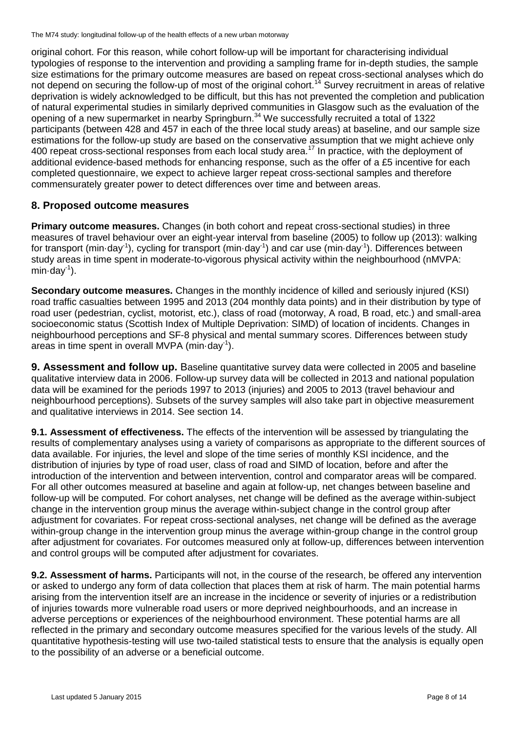original cohort. For this reason, while cohort follow-up will be important for characterising individual typologies of response to the intervention and providing a sampling frame for in-depth studies, the sample size estimations for the primary outcome measures are based on repeat cross-sectional analyses which do not depend on securing the follow-up of most of the original cohort.[14] Survey recruitment in areas of relative deprivation is widely acknowledged to be difficult, but this has not prevented the completion and publication of natural experimental studies in similarly deprived communities in Glasgow such as the evaluation of the opening of a new supermarket in nearby Springburn.[34] We successfully recruited a total of 1322 participants (between 428 and 457 in each of the three local study areas) at baseline, and our sample size estimations for the follow-up study are based on the conservative assumption that we might achieve only 400 repeat cross-sectional responses from each local study area.[17] In practice, with the deployment of additional evidence-based methods for enhancing response, such as the offer of a £5 incentive for each completed questionnaire, we expect to achieve larger repeat cross-sectional samples and therefore commensurately greater power to detect differences over time and between areas.

## 8. Proposed outcome measures

**Primary outcome measures.** Changes (in both cohort and repeat cross-sectional studies) in three measures of travel behaviour over an eight-year interval from baseline (2005) to follow up (2013): walking for transport ($\text{min}\cdot\text{day}^{-1}$), cycling for transport ($\text{min}\cdot\text{day}^{-1}$) and car use ($\text{min}\cdot\text{day}^{-1}$). Differences between study areas in time spent in moderate-to-vigorous physical activity within the neighbourhood (nMVPA: $\text{min}\cdot\text{day}^{-1}$).

**Secondary outcome measures.** Changes in the monthly incidence of killed and seriously injured (KSI) road traffic casualties between 1995 and 2013 (204 monthly data points) and in their distribution by type of road user (pedestrian, cyclist, motorist, etc.), class of road (motorway, A road, B road, etc.) and small-area socioeconomic status (Scottish Index of Multiple Deprivation: SIMD) of location of incidents. Changes in neighbourhood perceptions and SF-8 physical and mental summary scores. Differences between study areas in time spent in overall MVPA ($\text{min}\cdot\text{day}^{-1}$).

**9. Assessment and follow up.** Baseline quantitative survey data were collected in 2005 and baseline qualitative interview data in 2006. Follow-up survey data will be collected in 2013 and national population data will be examined for the periods 1997 to 2013 (injuries) and 2005 to 2013 (travel behaviour and neighbourhood perceptions). Subsets of the survey samples will also take part in objective measurement and qualitative interviews in 2014. See section 14.

**9.1. Assessment of effectiveness.** The effects of the intervention will be assessed by triangulating the results of complementary analyses using a variety of comparisons as appropriate to the different sources of data available. For injuries, the level and slope of the time series of monthly KSI incidence, and the distribution of injuries by type of road user, class of road and SIMD of location, before and after the introduction of the intervention and between intervention, control and comparator areas will be compared. For all other outcomes measured at baseline and again at follow-up, net changes between baseline and follow-up will be computed. For cohort analyses, net change will be defined as the average within-subject change in the intervention group minus the average within-subject change in the control group after adjustment for covariates. For repeat cross-sectional analyses, net change will be defined as the average within-group change in the intervention group minus the average within-group change in the control group after adjustment for covariates. For outcomes measured only at follow-up, differences between intervention and control groups will be computed after adjustment for covariates.

**9.2. Assessment of harms.** Participants will not, in the course of the research, be offered any intervention or asked to undergo any form of data collection that places them at risk of harm. The main potential harms arising from the intervention itself are an increase in the incidence or severity of injuries or a redistribution of injuries towards more vulnerable road users or more deprived neighbourhoods, and an increase in adverse perceptions or experiences of the neighbourhood environment. These potential harms are all reflected in the primary and secondary outcome measures specified for the various levels of the study. All quantitative hypothesis-testing will use two-tailed statistical tests to ensure that the analysis is equally open to the possibility of an adverse or a beneficial outcome.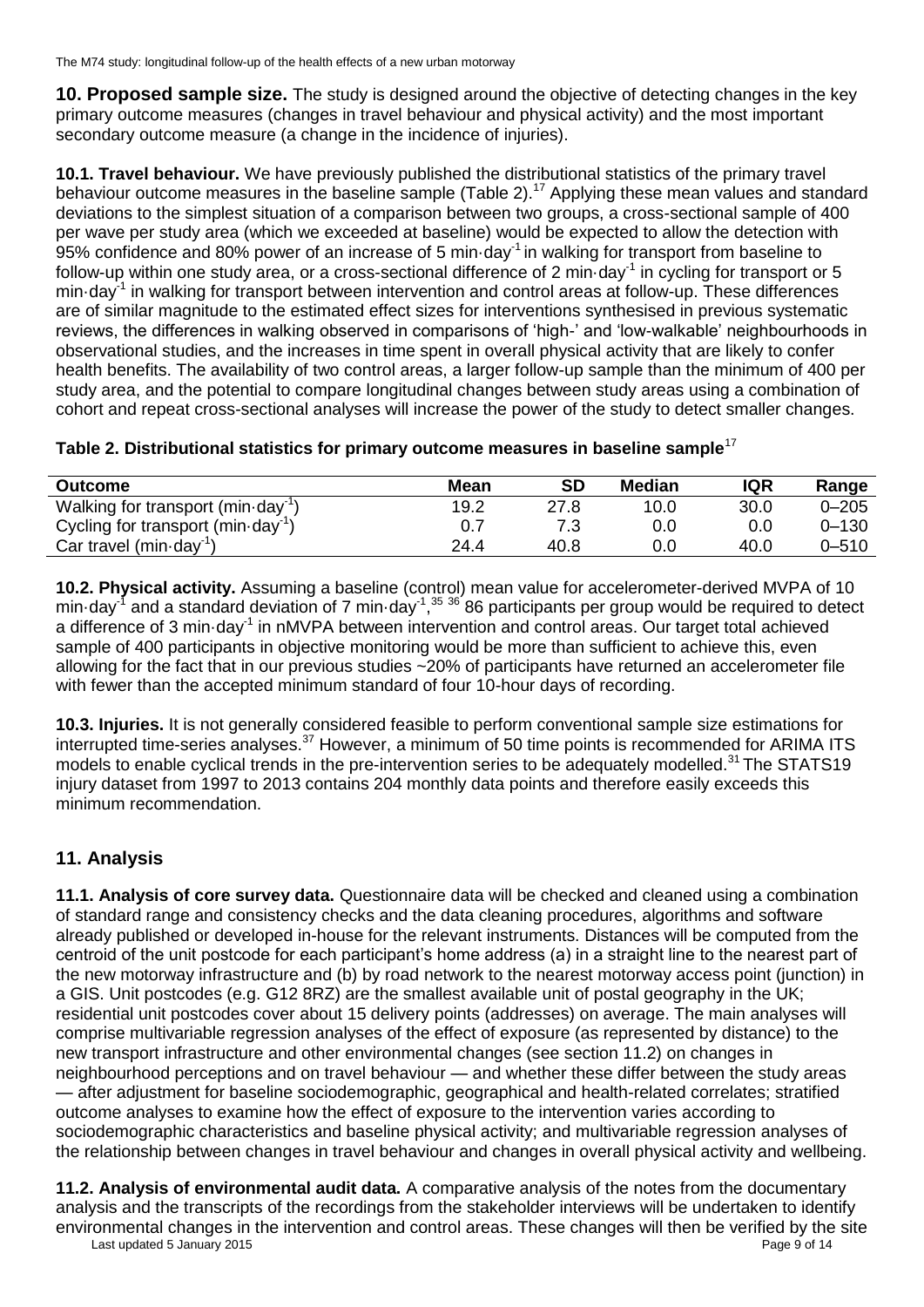**10. Proposed sample size.** The study is designed around the objective of detecting changes in the key primary outcome measures (changes in travel behaviour and physical activity) and the most important secondary outcome measure (a change in the incidence of injuries).

**10.1. Travel behaviour.** We have previously published the distributional statistics of the primary travel behaviour outcome measures in the baseline sample (Table 2).[17] Applying these mean values and standard deviations to the simplest situation of a comparison between two groups, a cross-sectional sample of 400 per wave per study area (which we exceeded at baseline) would be expected to allow the detection with 95% confidence and 80% power of an increase of 5 $\text{min}\cdot\text{day}^{-1}$ in walking for transport from baseline to follow-up within one study area, or a cross-sectional difference of 2 $\text{min}\cdot\text{day}^{-1}$ in cycling for transport or 5 $\text{min}\cdot\text{day}^{-1}$ in walking for transport between intervention and control areas at follow-up. These differences are of similar magnitude to the estimated effect sizes for interventions synthesised in previous systematic reviews, the differences in walking observed in comparisons of 'high-' and 'low-walkable' neighbourhoods in observational studies, and the increases in time spent in overall physical activity that are likely to confer health benefits. The availability of two control areas, a larger follow-up sample than the minimum of 400 per study area, and the potential to compare longitudinal changes between study areas using a combination of cohort and repeat cross-sectional analyses will increase the power of the study to detect smaller changes.

**Table 2. Distributional statistics for primary outcome measures in baseline sample**[17]

| Outcome | Mean | SD | Median | IQR | Range |
|---|---|---|---|---|---|
| Walking for transport ($\text{min}\cdot\text{day}^{-1}$) | 19.2 | 27.8 | 10.0 | 30.0 | 0–205 |
| Cycling for transport ($\text{min}\cdot\text{day}^{-1}$) | 0.7 | 7.3 | 0.0 | 0.0 | 0–130 |
| Car travel ($\text{min}\cdot\text{day}^{-1}$) | 24.4 | 40.8 | 0.0 | 40.0 | 0–510 |

**10.2. Physical activity.** Assuming a baseline (control) mean value for accelerometer-derived MVPA of 10 $\text{min}\cdot\text{day}^{-1}$ and a standard deviation of 7 $\text{min}\cdot\text{day}^{-1}$,[35,36] 86 participants per group would be required to detect a difference of 3 $\text{min}\cdot\text{day}^{-1}$ in nMVPA between intervention and control areas. Our target total achieved sample of 400 participants in objective monitoring would be more than sufficient to achieve this, even allowing for the fact that in our previous studies ~20% of participants have returned an accelerometer file with fewer than the accepted minimum standard of four 10-hour days of recording.

**10.3. Injuries.** It is not generally considered feasible to perform conventional sample size estimations for interrupted time-series analyses.[37] However, a minimum of 50 time points is recommended for ARIMA ITS models to enable cyclical trends in the pre-intervention series to be adequately modelled.[31] The STATS19 injury dataset from 1997 to 2013 contains 204 monthly data points and therefore easily exceeds this minimum recommendation.

## 11. Analysis

**11.1. Analysis of core survey data.** Questionnaire data will be checked and cleaned using a combination of standard range and consistency checks and the data cleaning procedures, algorithms and software already published or developed in-house for the relevant instruments. Distances will be computed from the centroid of the unit postcode for each participant's home address (a) in a straight line to the nearest part of the new motorway infrastructure and (b) by road network to the nearest motorway access point (junction) in a GIS. Unit postcodes (e.g. G12 8RZ) are the smallest available unit of postal geography in the UK; residential unit postcodes cover about 15 delivery points (addresses) on average. The main analyses will comprise multivariable regression analyses of the effect of exposure (as represented by distance) to the new transport infrastructure and other environmental changes (see section 11.2) on changes in neighbourhood perceptions and on travel behaviour — and whether these differ between the study areas — after adjustment for baseline sociodemographic, geographical and health-related correlates; stratified outcome analyses to examine how the effect of exposure to the intervention varies according to sociodemographic characteristics and baseline physical activity; and multivariable regression analyses of the relationship between changes in travel behaviour and changes in overall physical activity and wellbeing.

**11.2. Analysis of environmental audit data.** A comparative analysis of the notes from the documentary analysis and the transcripts of the recordings from the stakeholder interviews will be undertaken to identify environmental changes in the intervention and control areas. These changes will then be verified by the site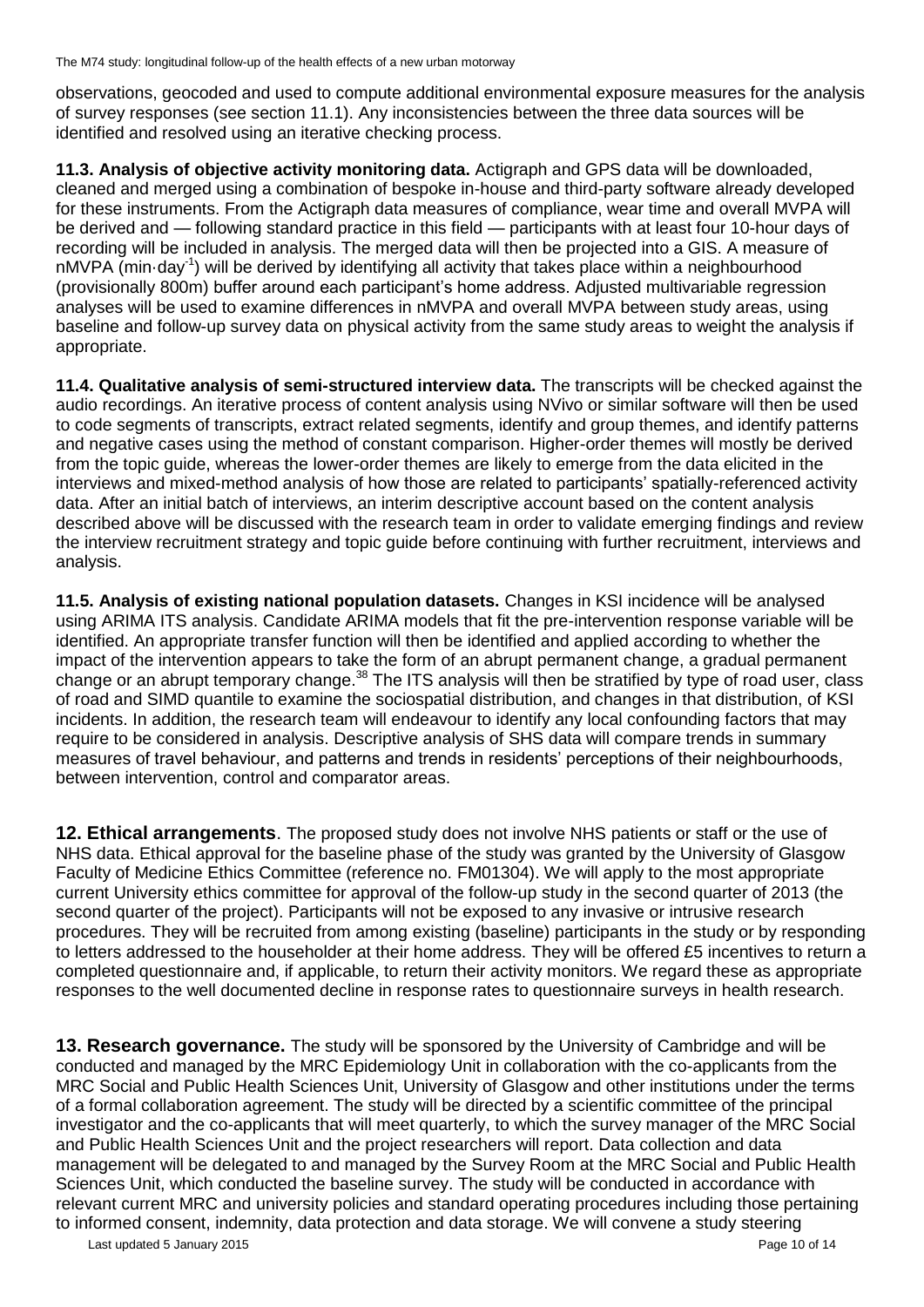observations, geocoded and used to compute additional environmental exposure measures for the analysis of survey responses (see section 11.1). Any inconsistencies between the three data sources will be identified and resolved using an iterative checking process.

**11.3. Analysis of objective activity monitoring data.** Actigraph and GPS data will be downloaded, cleaned and merged using a combination of bespoke in-house and third-party software already developed for these instruments. From the Actigraph data measures of compliance, wear time and overall MVPA will be derived and — following standard practice in this field — participants with at least four 10-hour days of recording will be included in analysis. The merged data will then be projected into a GIS. A measure of nMVPA ($\text{min}\cdot\text{day}^{-1}$) will be derived by identifying all activity that takes place within a neighbourhood (provisionally 800m) buffer around each participant's home address. Adjusted multivariable regression analyses will be used to examine differences in nMVPA and overall MVPA between study areas, using baseline and follow-up survey data on physical activity from the same study areas to weight the analysis if appropriate.

**11.4. Qualitative analysis of semi-structured interview data.** The transcripts will be checked against the audio recordings. An iterative process of content analysis using NVivo or similar software will then be used to code segments of transcripts, extract related segments, identify and group themes, and identify patterns and negative cases using the method of constant comparison. Higher-order themes will mostly be derived from the topic guide, whereas the lower-order themes are likely to emerge from the data elicited in the interviews and mixed-method analysis of how those are related to participants' spatially-referenced activity data. After an initial batch of interviews, an interim descriptive account based on the content analysis described above will be discussed with the research team in order to validate emerging findings and review the interview recruitment strategy and topic guide before continuing with further recruitment, interviews and analysis.

**11.5. Analysis of existing national population datasets.** Changes in KSI incidence will be analysed using ARIMA ITS analysis. Candidate ARIMA models that fit the pre-intervention response variable will be identified. An appropriate transfer function will then be identified and applied according to whether the impact of the intervention appears to take the form of an abrupt permanent change, a gradual permanent change or an abrupt temporary change.[38] The ITS analysis will then be stratified by type of road user, class of road and SIMD quantile to examine the sociospatial distribution, and changes in that distribution, of KSI incidents. In addition, the research team will endeavour to identify any local confounding factors that may require to be considered in analysis. Descriptive analysis of SHS data will compare trends in summary measures of travel behaviour, and patterns and trends in residents' perceptions of their neighbourhoods, between intervention, control and comparator areas.

**12. Ethical arrangements**. The proposed study does not involve NHS patients or staff or the use of NHS data. Ethical approval for the baseline phase of the study was granted by the University of Glasgow Faculty of Medicine Ethics Committee (reference no. FM01304). We will apply to the most appropriate current University ethics committee for approval of the follow-up study in the second quarter of 2013 (the second quarter of the project). Participants will not be exposed to any invasive or intrusive research procedures. They will be recruited from among existing (baseline) participants in the study or by responding to letters addressed to the householder at their home address. They will be offered £5 incentives to return a completed questionnaire and, if applicable, to return their activity monitors. We regard these as appropriate responses to the well documented decline in response rates to questionnaire surveys in health research.

**13. Research governance.** The study will be sponsored by the University of Cambridge and will be conducted and managed by the MRC Epidemiology Unit in collaboration with the co-applicants from the MRC Social and Public Health Sciences Unit, University of Glasgow and other institutions under the terms of a formal collaboration agreement. The study will be directed by a scientific committee of the principal investigator and the co-applicants that will meet quarterly, to which the survey manager of the MRC Social and Public Health Sciences Unit and the project researchers will report. Data collection and data management will be delegated to and managed by the Survey Room at the MRC Social and Public Health Sciences Unit, which conducted the baseline survey. The study will be conducted in accordance with relevant current MRC and university policies and standard operating procedures including those pertaining to informed consent, indemnity, data protection and data storage. We will convene a study steering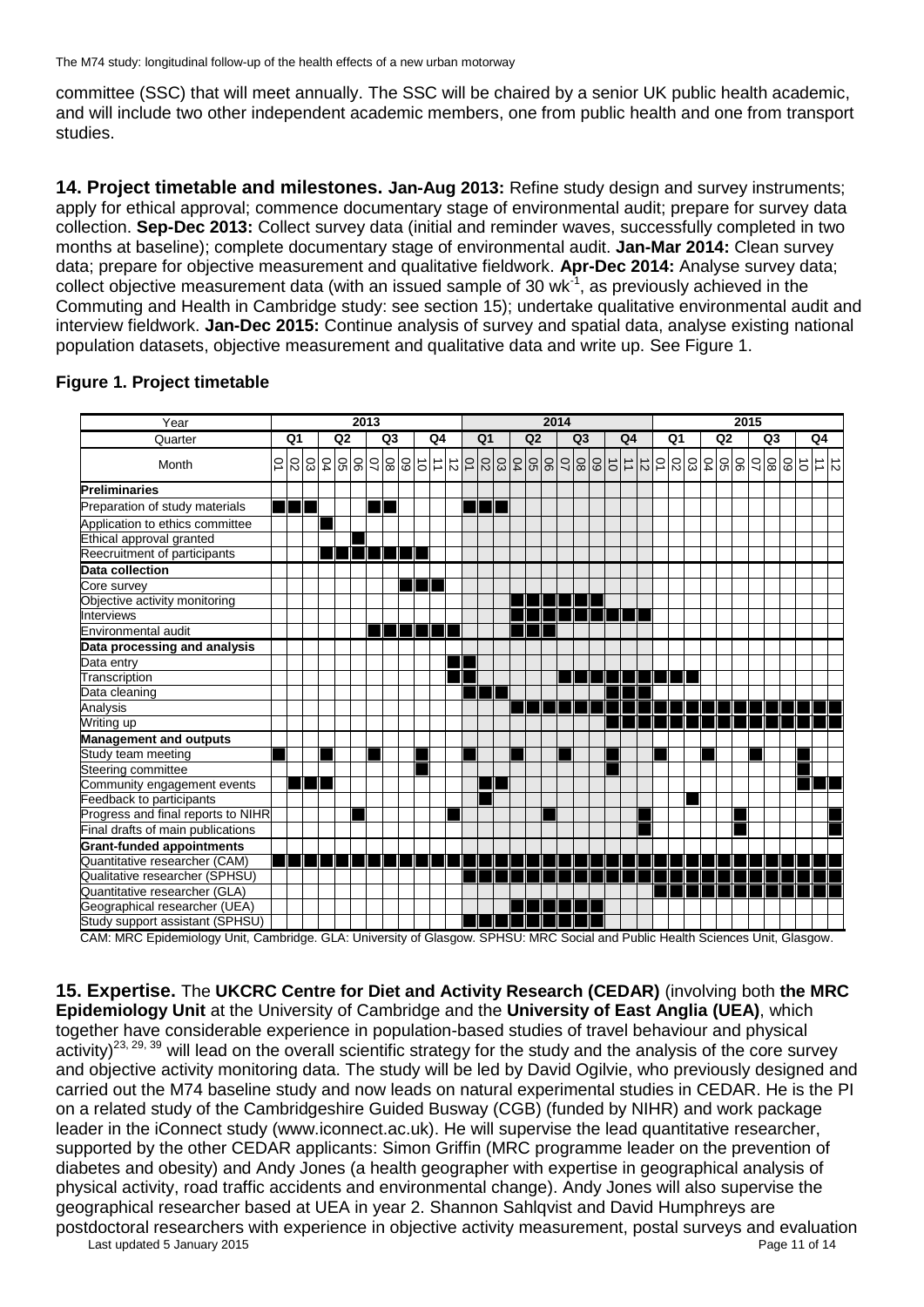committee (SSC) that will meet annually. The SSC will be chaired by a senior UK public health academic, and will include two other independent academic members, one from public health and one from transport studies.

**14. Project timetable and milestones. Jan-Aug 2013:** Refine study design and survey instruments; apply for ethical approval; commence documentary stage of environmental audit; prepare for survey data collection. **Sep-Dec 2013:** Collect survey data (initial and reminder waves, successfully completed in two months at baseline); complete documentary stage of environmental audit. **Jan-Mar 2014:** Clean survey data; prepare for objective measurement and qualitative fieldwork. **Apr-Dec 2014:** Analyse survey data; collect objective measurement data (with an issued sample of 30 $wk^{-1}$, as previously achieved in the Commuting and Health in Cambridge study: see section 15); undertake qualitative environmental audit and interview fieldwork. **Jan-Dec 2015:** Continue analysis of survey and spatial data, analyse existing national population datasets, objective measurement and qualitative data and write up. See Figure 1.

**Figure 1. Project timetable**

| Year | 2013 | | | | | | | | | | | | 2014 | | | | | | | | | | | | 2015 | | | | | | | | | | | |
|---|---|---|---|---|---|---|---|---|---|---|---|---|---|---|---|---|---|---|---|---|---|---|---|---|---|---|---|---|---|---|---|---|---|---|---|---|
| Quarter | Q1 | | | Q2 | | | Q3 | | | Q4 | | | Q1 | | | Q2 | | | Q3 | | | Q4 | | | Q1 | | | Q2 | | | Q3 | | | Q4 | | |
| Month | 01 | 02 | 03 | 04 | 05 | 06 | 07 | 08 | 09 | 10 | 11 | 12 | 01 | 02 | 03 | 04 | 05 | 06 | 07 | 08 | 09 | 10 | 11 | 12 | 01 | 02 | 03 | 04 | 05 | 06 | 07 | 08 | 09 | 10 | 11 | 12 |
| **Preliminaries** | | | | | | | | | | | | | | | | | | | | | | | | | | | | | | | | | | | | |
| Preparation of study materials | ■ | ■ | ■ | | | | ■ | ■ | | | | | ■ | ■ | ■ | | | | | | | | | | | | | | | | | | | | | |
| Application to ethics committee | | | | ■ | | | | | | | | | | | | | | | | | | | | | | | | | | | | | | | | |
| Ethical approval granted | | | | | | ■ | | | | | | | | | | | | | | | | | | | | | | | | | | | | | | |
| Reecruitment of participants | | | | ■ | ■ | ■ | ■ | ■ | ■ | ■ | | | | | | | | | | | | | | | | | | | | | | | | | | |
| **Data collection** | | | | | | | | | | | | | | | | | | | | | | | | | | | | | | | | | | | | |
| Core survey | | | | | | | | | ■ | ■ | ■ | | | | | | | | | | | | | | | | | | | | | | | | | |
| Objective activity monitoring | | | | | | | | | | | | | | | | ■ | ■ | ■ | ■ | ■ | ■ | | | | | | | | | | | | | | | |
| Interviews | | | | | | | | | | | | | | | | ■ | ■ | ■ | ■ | ■ | ■ | ■ | ■ | ■ | | | | | | | | | | | | |
| Environmental audit | | | | | | | ■ | ■ | ■ | ■ | ■ | ■ | ■ | | | ■ | ■ | ■ | | | | | | | | | | | | | | | | | | |
| **Data processing and analysis** | | | | | | | | | | | | | | | | | | | | | | | | | | | | | | | | | | | | |
| Data entry | | | | | | | | | | | | ■ | ■ | | | | | | | | | | | | | | | | | | | | | | | |
| Transcription | | | | | | | | | | | | ■ | ■ | | | | | | ■ | ■ | ■ | ■ | ■ | ■ | ■ | ■ | ■ | | | | | | | | | |
| Data cleaning | | | | | | | | | | | | | ■ | ■ | ■ | | | | | | | ■ | ■ | ■ | | | | | | | | | | | | |
| Analysis | | | | | | | | | | | | | | | | ■ | ■ | ■ | ■ | ■ | ■ | ■ | ■ | ■ | ■ | ■ | ■ | ■ | ■ | ■ | ■ | ■ | ■ | ■ | ■ | ■ |
| Writing up | | | | | | | | | | | | | | | | | | | | | | ■ | ■ | ■ | ■ | ■ | ■ | ■ | ■ | ■ | ■ | ■ | ■ | ■ | ■ | ■ |
| **Management and outputs** | | | | | | | | | | | | | | | | | | | | | | | | | | | | | | | | | | | | |
| Study team meeting | ■ | | | ■ | | | ■ | | | ■ | | | ■ | | | ■ | | | ■ | | | ■ | | | ■ | | | ■ | | | ■ | | | ■ | | |
| Steering committee | | | | | | | | | | ■ | | | | | | | | | | | | ■ | | | | | | | | | | | | ■ | | |
| Community engagement events | | ■ | ■ | ■ | | | | | | | | | | ■ | ■ | | | | | | | | | | | | | | | | | | | ■ | ■ | ■ |
| Feedback to participants | | | | | | | | | | | | | | ■ | | | | | | | | | | | | | ■ | | | | | | | | | |
| Progress and final reports to NIHR | | | | | | ■ | | | | | | ■ | | | | | | ■ | | | | | | ■ | | | | | | ■ | | | | | | ■ |
| Final drafts of main publications | | | | | | | | | | | | | | | | | | | | | | | | ■ | | | | | | ■ | | | | | | ■ |
| **Grant-funded appointments** | | | | | | | | | | | | | | | | | | | | | | | | | | | | | | | | | | | | |
| Quantitative researcher (CAM) | ■ | ■ | ■ | ■ | ■ | ■ | ■ | ■ | ■ | ■ | ■ | ■ | ■ | ■ | ■ | ■ | ■ | ■ | ■ | ■ | ■ | ■ | ■ | ■ | ■ | ■ | ■ | ■ | ■ | ■ | ■ | ■ | ■ | ■ | ■ | ■ |
| Qualitative researcher (SPHSU) | | | | | | | | | | | | | ■ | ■ | ■ | ■ | ■ | ■ | ■ | ■ | ■ | ■ | ■ | ■ | ■ | ■ | ■ | ■ | ■ | ■ | ■ | ■ | ■ | ■ | ■ | ■ |
| Quantitative researcher (GLA) | | | | | | | | | | | | | | | | | | | | | | | | | ■ | ■ | ■ | ■ | ■ | ■ | ■ | ■ | ■ | ■ | ■ | ■ |
| Geographical researcher (UEA) | | | | | | | | | | | | | | | | ■ | ■ | ■ | ■ | ■ | ■ | | | | | | | | | | | | | | | |
| Study support assistant (SPHSU) | | | | | | | | | | | | | ■ | ■ | ■ | ■ | ■ | ■ | ■ | ■ | ■ | | | | | | | | | | | | | | | |

CAM: MRC Epidemiology Unit, Cambridge. GLA: University of Glasgow. SPHSU: MRC Social and Public Health Sciences Unit, Glasgow.

**15. Expertise.** The **UKCRC Centre for Diet and Activity Research (CEDAR)** (involving both **the MRC Epidemiology Unit** at the University of Cambridge and the **University of East Anglia (UEA)**, which together have considerable experience in population-based studies of travel behaviour and physical activity)[23, 29, 39] will lead on the overall scientific strategy for the study and the analysis of the core survey and objective activity monitoring data. The study will be led by David Ogilvie, who previously designed and carried out the M74 baseline study and now leads on natural experimental studies in CEDAR. He is the PI on a related study of the Cambridgeshire Guided Busway (CGB) (funded by NIHR) and work package leader in the iConnect study (www.iconnect.ac.uk). He will supervise the lead quantitative researcher, supported by the other CEDAR applicants: Simon Griffin (MRC programme leader on the prevention of diabetes and obesity) and Andy Jones (a health geographer with expertise in geographical analysis of physical activity, road traffic accidents and environmental change). Andy Jones will also supervise the geographical researcher based at UEA in year 2. Shannon Sahlqvist and David Humphreys are postdoctoral researchers with experience in objective activity measurement, postal surveys and evaluation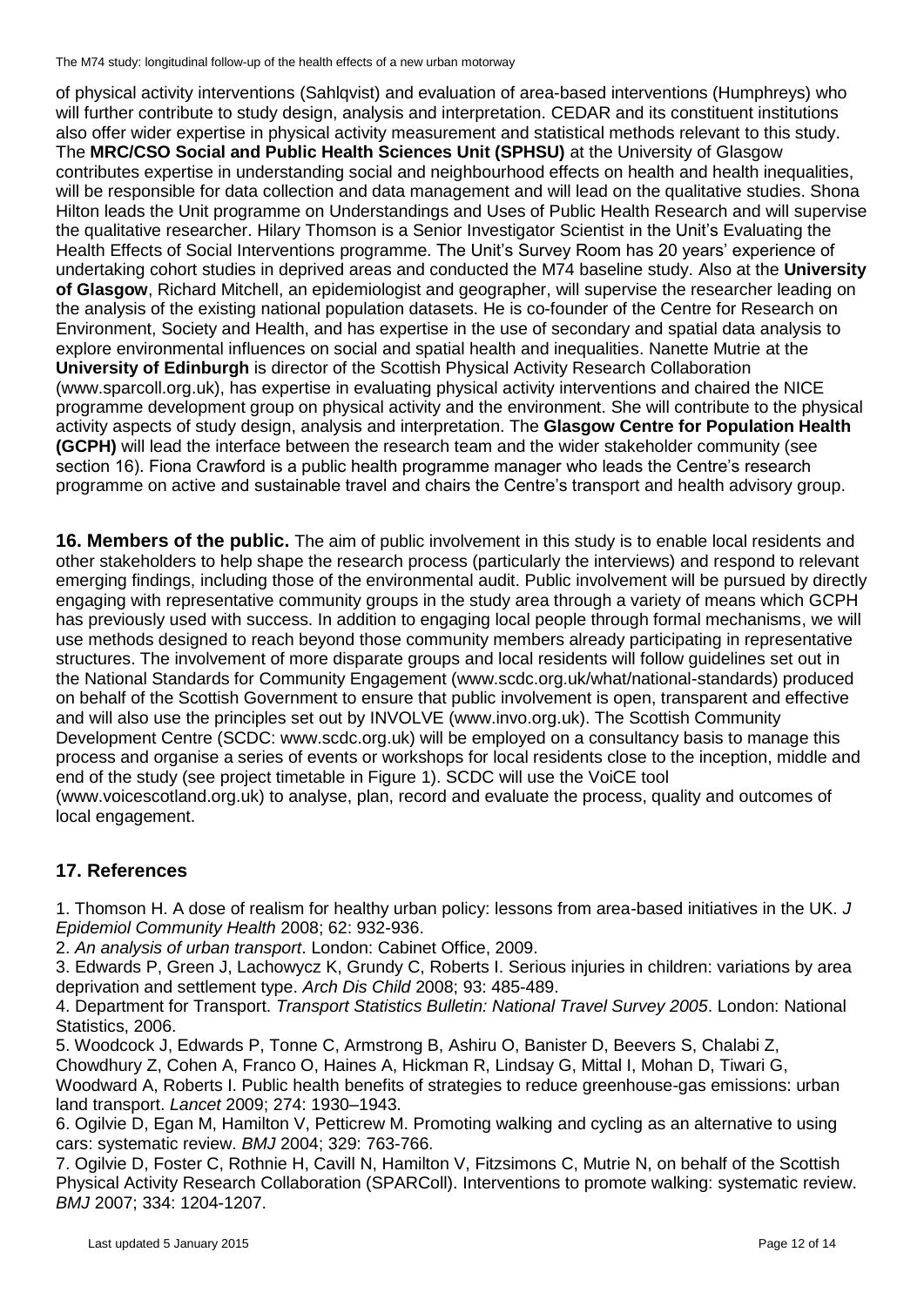of physical activity interventions (Sahlqvist) and evaluation of area-based interventions (Humphreys) who will further contribute to study design, analysis and interpretation. CEDAR and its constituent institutions also offer wider expertise in physical activity measurement and statistical methods relevant to this study. The **MRC/CSO Social and Public Health Sciences Unit (SPHSU)** at the University of Glasgow contributes expertise in understanding social and neighbourhood effects on health and health inequalities, will be responsible for data collection and data management and will lead on the qualitative studies. Shona Hilton leads the Unit programme on Understandings and Uses of Public Health Research and will supervise the qualitative researcher. Hilary Thomson is a Senior Investigator Scientist in the Unit's Evaluating the Health Effects of Social Interventions programme. The Unit's Survey Room has 20 years' experience of undertaking cohort studies in deprived areas and conducted the M74 baseline study. Also at the **University of Glasgow**, Richard Mitchell, an epidemiologist and geographer, will supervise the researcher leading on the analysis of the existing national population datasets. He is co-founder of the Centre for Research on Environment, Society and Health, and has expertise in the use of secondary and spatial data analysis to explore environmental influences on social and spatial health and inequalities. Nanette Mutrie at the **University of Edinburgh** is director of the Scottish Physical Activity Research Collaboration (www.sparcoll.org.uk), has expertise in evaluating physical activity interventions and chaired the NICE programme development group on physical activity and the environment. She will contribute to the physical activity aspects of study design, analysis and interpretation. The **Glasgow Centre for Population Health (GCPH)** will lead the interface between the research team and the wider stakeholder community (see section 16). Fiona Crawford is a public health programme manager who leads the Centre's research programme on active and sustainable travel and chairs the Centre's transport and health advisory group.

**16. Members of the public.** The aim of public involvement in this study is to enable local residents and other stakeholders to help shape the research process (particularly the interviews) and respond to relevant emerging findings, including those of the environmental audit. Public involvement will be pursued by directly engaging with representative community groups in the study area through a variety of means which GCPH has previously used with success. In addition to engaging local people through formal mechanisms, we will use methods designed to reach beyond those community members already participating in representative structures. The involvement of more disparate groups and local residents will follow guidelines set out in the National Standards for Community Engagement (www.scdc.org.uk/what/national-standards) produced on behalf of the Scottish Government to ensure that public involvement is open, transparent and effective and will also use the principles set out by INVOLVE (www.invo.org.uk). The Scottish Community Development Centre (SCDC: www.scdc.org.uk) will be employed on a consultancy basis to manage this process and organise a series of events or workshops for local residents close to the inception, middle and end of the study (see project timetable in Figure 1). SCDC will use the VoiCE tool (www.voicescotland.org.uk) to analyse, plan, record and evaluate the process, quality and outcomes of local engagement.

## 17. References

1. Thomson H. A dose of realism for healthy urban policy: lessons from area-based initiatives in the UK. *J Epidemiol Community Health* 2008; 62: 932-936.
2. *An analysis of urban transport*. London: Cabinet Office, 2009.
3. Edwards P, Green J, Lachowycz K, Grundy C, Roberts I. Serious injuries in children: variations by area deprivation and settlement type. *Arch Dis Child* 2008; 93: 485-489.
4. Department for Transport. *Transport Statistics Bulletin: National Travel Survey 2005*. London: National Statistics, 2006.
5. Woodcock J, Edwards P, Tonne C, Armstrong B, Ashiru O, Banister D, Beevers S, Chalabi Z, Chowdhury Z, Cohen A, Franco O, Haines A, Hickman R, Lindsay G, Mittal I, Mohan D, Tiwari G, Woodward A, Roberts I. Public health benefits of strategies to reduce greenhouse-gas emissions: urban land transport. *Lancet* 2009; 274: 1930–1943.
6. Ogilvie D, Egan M, Hamilton V, Petticrew M. Promoting walking and cycling as an alternative to using cars: systematic review. *BMJ* 2004; 329: 763-766.
7. Ogilvie D, Foster C, Rothnie H, Cavill N, Hamilton V, Fitzsimons C, Mutrie N, on behalf of the Scottish Physical Activity Research Collaboration (SPARColl). Interventions to promote walking: systematic review. *BMJ* 2007; 334: 1204-1207.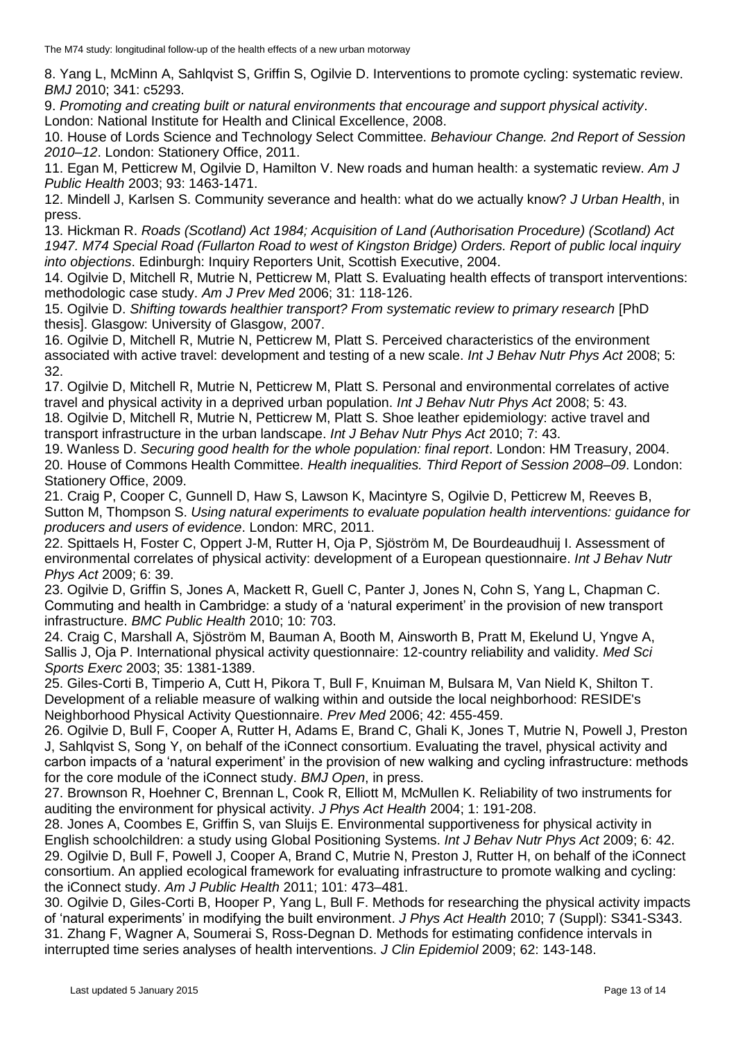8. Yang L, McMinn A, Sahlqvist S, Griffin S, Ogilvie D. Interventions to promote cycling: systematic review. *BMJ* 2010; 341: c5293.

9. *Promoting and creating built or natural environments that encourage and support physical activity*. London: National Institute for Health and Clinical Excellence, 2008.

10. House of Lords Science and Technology Select Committee. *Behaviour Change. 2nd Report of Session 2010–12*. London: Stationery Office, 2011.

11. Egan M, Petticrew M, Ogilvie D, Hamilton V. New roads and human health: a systematic review. *Am J Public Health* 2003; 93: 1463-1471.

12. Mindell J, Karlsen S. Community severance and health: what do we actually know? *J Urban Health*, in press.

13. Hickman R. *Roads (Scotland) Act 1984; Acquisition of Land (Authorisation Procedure) (Scotland) Act 1947. M74 Special Road (Fullarton Road to west of Kingston Bridge) Orders. Report of public local inquiry into objections*. Edinburgh: Inquiry Reporters Unit, Scottish Executive, 2004.

14. Ogilvie D, Mitchell R, Mutrie N, Petticrew M, Platt S. Evaluating health effects of transport interventions: methodologic case study. *Am J Prev Med* 2006; 31: 118-126.

15. Ogilvie D. *Shifting towards healthier transport? From systematic review to primary research* [PhD thesis]. Glasgow: University of Glasgow, 2007.

16. Ogilvie D, Mitchell R, Mutrie N, Petticrew M, Platt S. Perceived characteristics of the environment associated with active travel: development and testing of a new scale. *Int J Behav Nutr Phys Act* 2008; 5: 32.

17. Ogilvie D, Mitchell R, Mutrie N, Petticrew M, Platt S. Personal and environmental correlates of active travel and physical activity in a deprived urban population. *Int J Behav Nutr Phys Act* 2008; 5: 43.

18. Ogilvie D, Mitchell R, Mutrie N, Petticrew M, Platt S. Shoe leather epidemiology: active travel and transport infrastructure in the urban landscape. *Int J Behav Nutr Phys Act* 2010; 7: 43.

19. Wanless D. *Securing good health for the whole population: final report*. London: HM Treasury, 2004.

20. House of Commons Health Committee. *Health inequalities. Third Report of Session 2008–09*. London: Stationery Office, 2009.

21. Craig P, Cooper C, Gunnell D, Haw S, Lawson K, Macintyre S, Ogilvie D, Petticrew M, Reeves B, Sutton M, Thompson S. *Using natural experiments to evaluate population health interventions: guidance for producers and users of evidence*. London: MRC, 2011.

22. Spittaels H, Foster C, Oppert J-M, Rutter H, Oja P, Sjöström M, De Bourdeaudhuij I. Assessment of environmental correlates of physical activity: development of a European questionnaire. *Int J Behav Nutr Phys Act* 2009; 6: 39.

23. Ogilvie D, Griffin S, Jones A, Mackett R, Guell C, Panter J, Jones N, Cohn S, Yang L, Chapman C. Commuting and health in Cambridge: a study of a 'natural experiment' in the provision of new transport infrastructure. *BMC Public Health* 2010; 10: 703.

24. Craig C, Marshall A, Sjöström M, Bauman A, Booth M, Ainsworth B, Pratt M, Ekelund U, Yngve A, Sallis J, Oja P. International physical activity questionnaire: 12-country reliability and validity. *Med Sci Sports Exerc* 2003; 35: 1381-1389.

25. Giles-Corti B, Timperio A, Cutt H, Pikora T, Bull F, Knuiman M, Bulsara M, Van Nield K, Shilton T. Development of a reliable measure of walking within and outside the local neighborhood: RESIDE's Neighborhood Physical Activity Questionnaire. *Prev Med* 2006; 42: 455-459.

26. Ogilvie D, Bull F, Cooper A, Rutter H, Adams E, Brand C, Ghali K, Jones T, Mutrie N, Powell J, Preston J, Sahlqvist S, Song Y, on behalf of the iConnect consortium. Evaluating the travel, physical activity and carbon impacts of a 'natural experiment' in the provision of new walking and cycling infrastructure: methods for the core module of the iConnect study. *BMJ Open*, in press.

27. Brownson R, Hoehner C, Brennan L, Cook R, Elliott M, McMullen K. Reliability of two instruments for auditing the environment for physical activity. *J Phys Act Health* 2004; 1: 191-208.

28. Jones A, Coombes E, Griffin S, van Sluijs E. Environmental supportiveness for physical activity in English schoolchildren: a study using Global Positioning Systems. *Int J Behav Nutr Phys Act* 2009; 6: 42.

29. Ogilvie D, Bull F, Powell J, Cooper A, Brand C, Mutrie N, Preston J, Rutter H, on behalf of the iConnect consortium. An applied ecological framework for evaluating infrastructure to promote walking and cycling: the iConnect study. *Am J Public Health* 2011; 101: 473–481.

30. Ogilvie D, Giles-Corti B, Hooper P, Yang L, Bull F. Methods for researching the physical activity impacts of 'natural experiments' in modifying the built environment. *J Phys Act Health* 2010; 7 (Suppl): S341-S343.

31. Zhang F, Wagner A, Soumerai S, Ross-Degnan D. Methods for estimating confidence intervals in interrupted time series analyses of health interventions. *J Clin Epidemiol* 2009; 62: 143-148.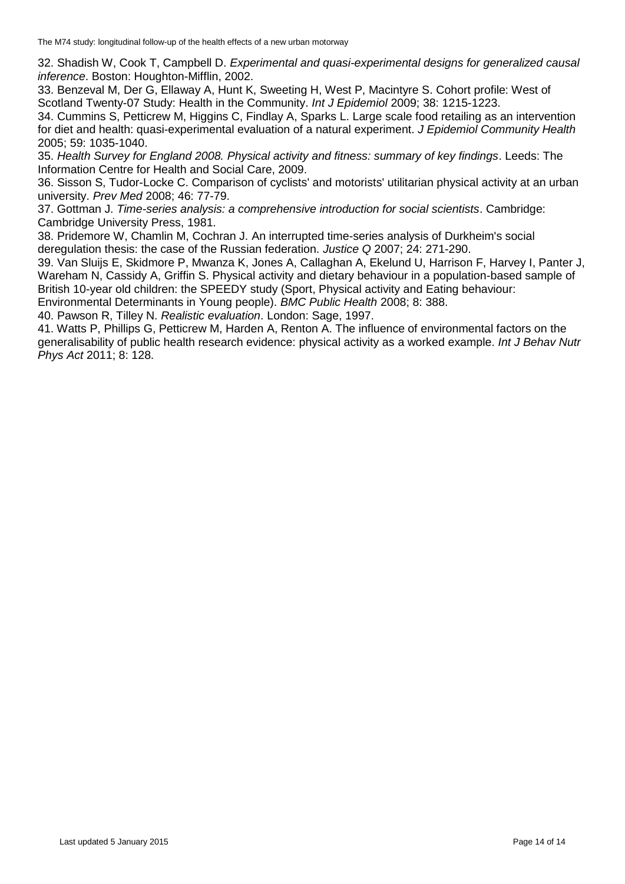32. Shadish W, Cook T, Campbell D. *Experimental and quasi-experimental designs for generalized causal inference*. Boston: Houghton-Mifflin, 2002.

33. Benzeval M, Der G, Ellaway A, Hunt K, Sweeting H, West P, Macintyre S. Cohort profile: West of Scotland Twenty-07 Study: Health in the Community. *Int J Epidemiol* 2009; 38: 1215-1223.

34. Cummins S, Petticrew M, Higgins C, Findlay A, Sparks L. Large scale food retailing as an intervention for diet and health: quasi-experimental evaluation of a natural experiment. *J Epidemiol Community Health* 2005; 59: 1035-1040.

35. *Health Survey for England 2008. Physical activity and fitness: summary of key findings*. Leeds: The Information Centre for Health and Social Care, 2009.

36. Sisson S, Tudor-Locke C. Comparison of cyclists' and motorists' utilitarian physical activity at an urban university. *Prev Med* 2008; 46: 77-79.

37. Gottman J. *Time-series analysis: a comprehensive introduction for social scientists*. Cambridge: Cambridge University Press, 1981.

38. Pridemore W, Chamlin M, Cochran J. An interrupted time-series analysis of Durkheim's social deregulation thesis: the case of the Russian federation. *Justice Q* 2007; 24: 271-290.

39. Van Sluijs E, Skidmore P, Mwanza K, Jones A, Callaghan A, Ekelund U, Harrison F, Harvey I, Panter J, Wareham N, Cassidy A, Griffin S. Physical activity and dietary behaviour in a population-based sample of British 10-year old children: the SPEEDY study (Sport, Physical activity and Eating behaviour: Environmental Determinants in Young people). *BMC Public Health* 2008; 8: 388.

40. Pawson R, Tilley N. *Realistic evaluation*. London: Sage, 1997.

41. Watts P, Phillips G, Petticrew M, Harden A, Renton A. The influence of environmental factors on the generalisability of public health research evidence: physical activity as a worked example. *Int J Behav Nutr Phys Act* 2011; 8: 128.